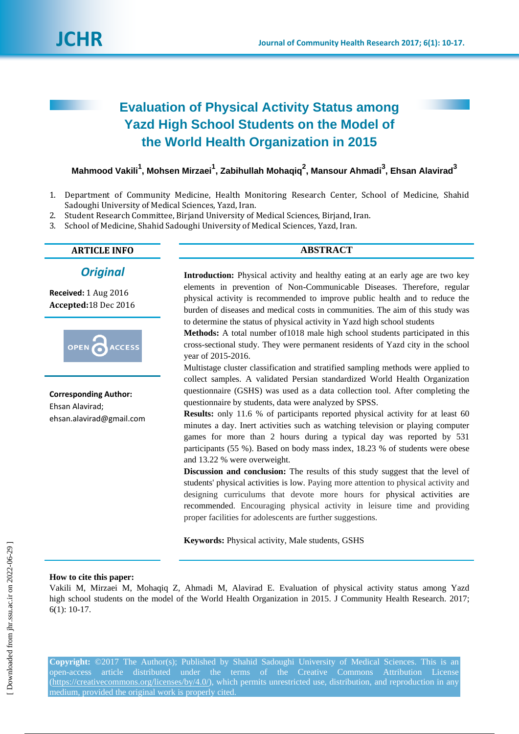# Evaluation of Physical Activity Status among Yazd High School Students on the Model of the World Health Organization in 2015

**Mahmood Vakili[1], Mohsen Mirzaei[1], Zabihullah Mohaqiq[2], Mansour Ahmadi[3], Ehsan Alavirad[3]**

1. Department of Community Medicine, Health Monitoring Research Center, School of Medicine, Shahid Sadoughi University of Medical Sciences, Yazd, Iran.
2. Student Research Committee, Birjand University of Medical Sciences, Birjand, Iran.
3. School of Medicine, Shahid Sadoughi University of Medical Sciences, Yazd, Iran.

**ARTICLE INFO**

*Original*

**Received:** 1 Aug 2016
**Accepted:** 18 Dec 2016

OPEN ACCESS

**Corresponding Author:**
Ehsan Alavirad;
ehsan.alavirad@gmail.com

**ABSTRACT**

**Introduction:** Physical activity and healthy eating at an early age are two key elements in prevention of Non-Communicable Diseases. Therefore, regular physical activity is recommended to improve public health and to reduce the burden of diseases and medical costs in communities. The aim of this study was to determine the status of physical activity in Yazd high school students

**Methods:** A total number of1018 male high school students participated in this cross-sectional study. They were permanent residents of Yazd city in the school year of 2015-2016.

Multistage cluster classification and stratified sampling methods were applied to collect samples. A validated Persian standardized World Health Organization questionnaire (GSHS) was used as a data collection tool. After completing the questionnaire by students, data were analyzed by SPSS.

**Results:** only 11.6 % of participants reported physical activity for at least 60 minutes a day. Inert activities such as watching television or playing computer games for more than 2 hours during a typical day was reported by 531 participants (55 %). Based on body mass index, 18.23 % of students were obese and 13.22 % were overweight.

**Discussion and conclusion:** The results of this study suggest that the level of students' physical activities is low. Paying more attention to physical activity and designing curriculums that devote more hours for physical activities are recommended. Encouraging physical activity in leisure time and providing proper facilities for adolescents are further suggestions.

**Keywords:** Physical activity, Male students, GSHS

**How to cite this paper:**
Vakili M, Mirzaei M, Mohaqiq Z, Ahmadi M, Alavirad E. Evaluation of physical activity status among Yazd high school students on the model of the World Health Organization in 2015. J Community Health Research. 2017; 6(1): 10-17.

**Copyright:** ©2017 The Author(s); Published by Shahid Sadoughi University of Medical Sciences. This is an open-access article distributed under the terms of the Creative Commons Attribution License (https://creativecommons.org/licenses/by/4.0/), which permits unrestricted use, distribution, and reproduction in any medium, provided the original work is properly cited.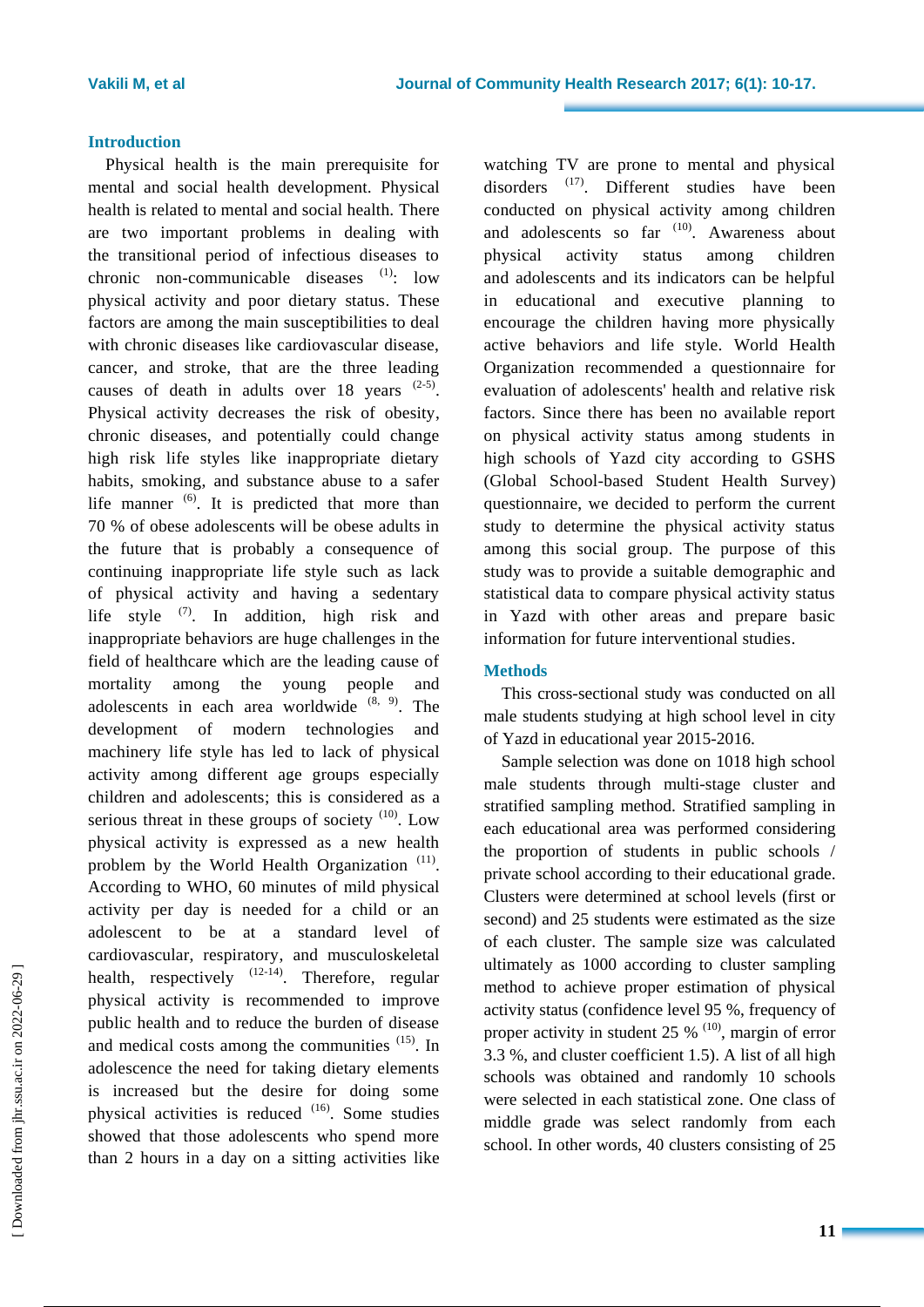## Introduction

Physical health is the main prerequisite for mental and social health development. Physical health is related to mental and social health. There are two important problems in dealing with the transitional period of infectious diseases to chronic non-communicable diseases [1]: low physical activity and poor dietary status. These factors are among the main susceptibilities to deal with chronic diseases like cardiovascular disease, cancer, and stroke, that are the three leading causes of death in adults over 18 years [2-5]. Physical activity decreases the risk of obesity, chronic diseases, and potentially could change high risk life styles like inappropriate dietary habits, smoking, and substance abuse to a safer life manner [6]. It is predicted that more than 70 % of obese adolescents will be obese adults in the future that is probably a consequence of continuing inappropriate life style such as lack of physical activity and having a sedentary life style [7]. In addition, high risk and inappropriate behaviors are huge challenges in the field of healthcare which are the leading cause of mortality among the young people and adolescents in each area worldwide [8, 9]. The development of modern technologies and machinery life style has led to lack of physical activity among different age groups especially children and adolescents; this is considered as a serious threat in these groups of society [10]. Low physical activity is expressed as a new health problem by the World Health Organization [11]. According to WHO, 60 minutes of mild physical activity per day is needed for a child or an adolescent to be at a standard level of cardiovascular, respiratory, and musculoskeletal health, respectively [12-14]. Therefore, regular physical activity is recommended to improve public health and to reduce the burden of disease and medical costs among the communities [15]. In adolescence the need for taking dietary elements is increased but the desire for doing some physical activities is reduced [16]. Some studies showed that those adolescents who spend more than 2 hours in a day on a sitting activities like watching TV are prone to mental and physical disorders [17]. Different studies have been conducted on physical activity among children and adolescents so far [10]. Awareness about physical activity status among children and adolescents and its indicators can be helpful in educational and executive planning to encourage the children having more physically active behaviors and life style. World Health Organization recommended a questionnaire for evaluation of adolescents' health and relative risk factors. Since there has been no available report on physical activity status among students in high schools of Yazd city according to GSHS (Global School-based Student Health Survey) questionnaire, we decided to perform the current study to determine the physical activity status among this social group. The purpose of this study was to provide a suitable demographic and statistical data to compare physical activity status in Yazd with other areas and prepare basic information for future interventional studies.

## Methods

This cross-sectional study was conducted on all male students studying at high school level in city of Yazd in educational year 2015-2016.

Sample selection was done on 1018 high school male students through multi-stage cluster and stratified sampling method. Stratified sampling in each educational area was performed considering the proportion of students in public schools / private school according to their educational grade. Clusters were determined at school levels (first or second) and 25 students were estimated as the size of each cluster. The sample size was calculated ultimately as 1000 according to cluster sampling method to achieve proper estimation of physical activity status (confidence level 95 %, frequency of proper activity in student 25 % [10], margin of error 3.3 %, and cluster coefficient 1.5). A list of all high schools was obtained and randomly 10 schools were selected in each statistical zone. One class of middle grade was select randomly from each school. In other words, 40 clusters consisting of 25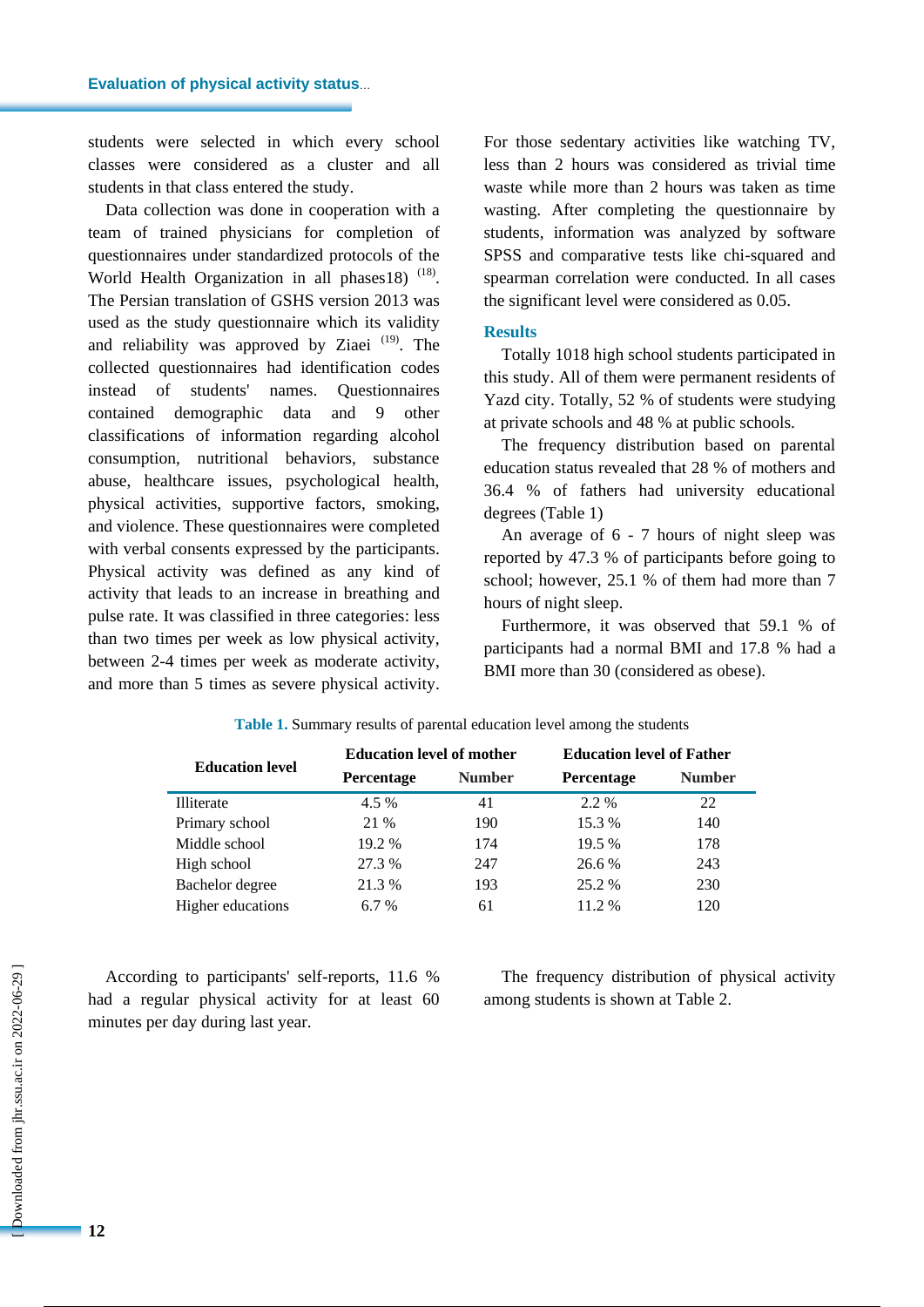students were selected in which every school classes were considered as a cluster and all students in that class entered the study.

Data collection was done in cooperation with a team of trained physicians for completion of questionnaires under standardized protocols of the World Health Organization in all phases18) [18]. The Persian translation of GSHS version 2013 was used as the study questionnaire which its validity and reliability was approved by Ziaei [19]. The collected questionnaires had identification codes instead of students' names. Questionnaires contained demographic data and 9 other classifications of information regarding alcohol consumption, nutritional behaviors, substance abuse, healthcare issues, psychological health, physical activities, supportive factors, smoking, and violence. These questionnaires were completed with verbal consents expressed by the participants. Physical activity was defined as any kind of activity that leads to an increase in breathing and pulse rate. It was classified in three categories: less than two times per week as low physical activity, between 2-4 times per week as moderate activity, and more than 5 times as severe physical activity. For those sedentary activities like watching TV, less than 2 hours was considered as trivial time waste while more than 2 hours was taken as time wasting. After completing the questionnaire by students, information was analyzed by software SPSS and comparative tests like chi-squared and spearman correlation were conducted. In all cases the significant level were considered as 0.05.

## Results

Totally 1018 high school students participated in this study. All of them were permanent residents of Yazd city. Totally, 52 % of students were studying at private schools and 48 % at public schools.

The frequency distribution based on parental education status revealed that 28 % of mothers and 36.4 % of fathers had university educational degrees (Table 1)

An average of 6 - 7 hours of night sleep was reported by 47.3 % of participants before going to school; however, 25.1 % of them had more than 7 hours of night sleep.

Furthermore, it was observed that 59.1 % of participants had a normal BMI and 17.8 % had a BMI more than 30 (considered as obese).

**Table 1.** Summary results of parental education level among the students

| Education level | Education level of mother | | Education level of Father | |
|---|---|---|---|---|
| | Percentage | Number | Percentage | Number |
| Illiterate | 4.5 % | 41 | 2.2 % | 22 |
| Primary school | 21 % | 190 | 15.3 % | 140 |
| Middle school | 19.2 % | 174 | 19.5 % | 178 |
| High school | 27.3 % | 247 | 26.6 % | 243 |
| Bachelor degree | 21.3 % | 193 | 25.2 % | 230 |
| Higher educations | 6.7 % | 61 | 11.2 % | 120 |

According to participants' self-reports, 11.6 % had a regular physical activity for at least 60 minutes per day during last year.

The frequency distribution of physical activity among students is shown at Table 2.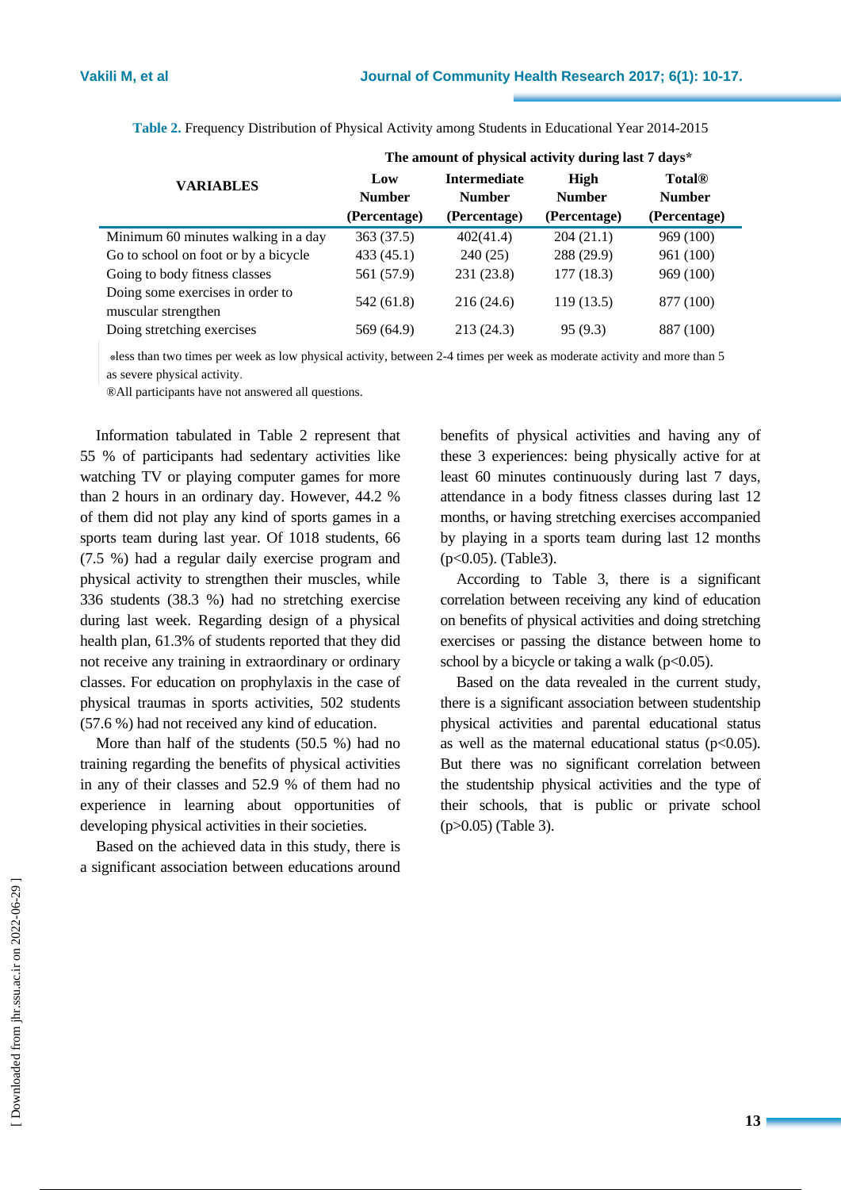**Table 2.** Frequency Distribution of Physical Activity among Students in Educational Year 2014-2015

| VARIABLES | The amount of physical activity during last 7 days* | | | |
|---|---|---|---|---|
| | Low Number (Percentage) | Intermediate Number (Percentage) | High Number (Percentage) | Total® Number (Percentage) |
| Minimum 60 minutes walking in a day | 363 (37.5) | 402(41.4) | 204 (21.1) | 969 (100) |
| Go to school on foot or by a bicycle | 433 (45.1) | 240 (25) | 288 (29.9) | 961 (100) |
| Going to body fitness classes | 561 (57.9) | 231 (23.8) | 177 (18.3) | 969 (100) |
| Doing some exercises in order to muscular strengthen | 542 (61.8) | 216 (24.6) | 119 (13.5) | 877 (100) |
| Doing stretching exercises | 569 (64.9) | 213 (24.3) | 95 (9.3) | 887 (100) |

*less than two times per week as low physical activity, between 2-4 times per week as moderate activity and more than 5 as severe physical activity.

®All participants have not answered all questions.

Information tabulated in Table 2 represent that 55 % of participants had sedentary activities like watching TV or playing computer games for more than 2 hours in an ordinary day. However, 44.2 % of them did not play any kind of sports games in a sports team during last year. Of 1018 students, 66 (7.5 %) had a regular daily exercise program and physical activity to strengthen their muscles, while 336 students (38.3 %) had no stretching exercise during last week. Regarding design of a physical health plan, 61.3% of students reported that they did not receive any training in extraordinary or ordinary classes. For education on prophylaxis in the case of physical traumas in sports activities, 502 students (57.6 %) had not received any kind of education.

More than half of the students (50.5 %) had no training regarding the benefits of physical activities in any of their classes and 52.9 % of them had no experience in learning about opportunities of developing physical activities in their societies.

Based on the achieved data in this study, there is a significant association between educations around benefits of physical activities and having any of these 3 experiences: being physically active for at least 60 minutes continuously during last 7 days, attendance in a body fitness classes during last 12 months, or having stretching exercises accompanied by playing in a sports team during last 12 months ($p<0.05$). (Table3).

According to Table 3, there is a significant correlation between receiving any kind of education on benefits of physical activities and doing stretching exercises or passing the distance between home to school by a bicycle or taking a walk ($p<0.05$).

Based on the data revealed in the current study, there is a significant association between studentship physical activities and parental educational status as well as the maternal educational status ($p<0.05$). But there was no significant correlation between the studentship physical activities and the type of their schools, that is public or private school ($p>0.05$) (Table 3).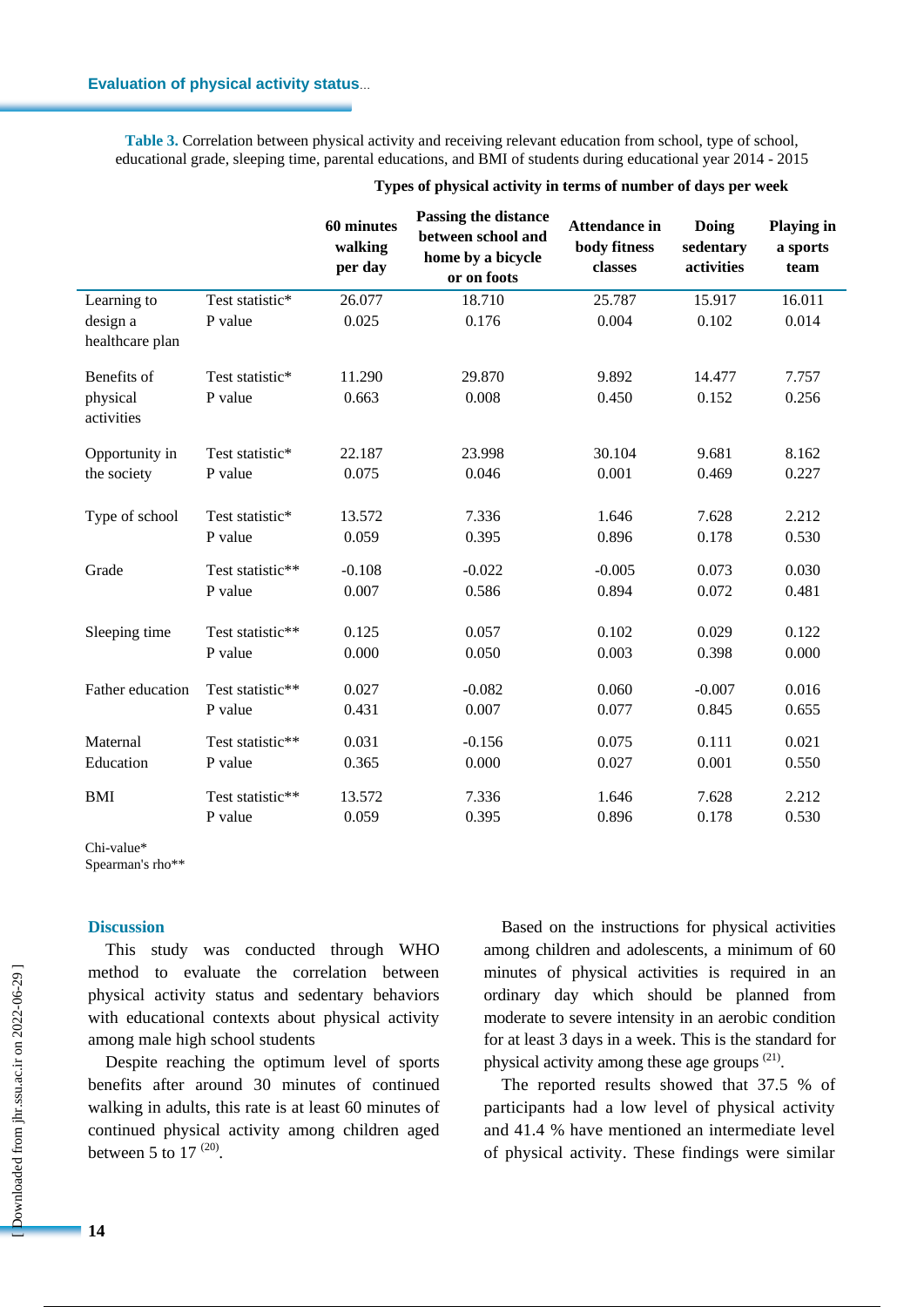**Table 3.** Correlation between physical activity and receiving relevant education from school, type of school, educational grade, sleeping time, parental educations, and BMI of students during educational year 2014 - 2015

| | | Types of physical activity in terms of number of days per week | | | | |
|---|---|---|---|---|---|---|
| | | **60 minutes walking per day** | **Passing the distance between school and home by a bicycle or on foots** | **Attendance in body fitness classes** | **Doing sedentary activities** | **Playing in a sports team** |
| Learning to design a healthcare plan | Test statistic* | 26.077 | 18.710 | 25.787 | 15.917 | 16.011 |
| | P value | 0.025 | 0.176 | 0.004 | 0.102 | 0.014 |
| Benefits of physical activities | Test statistic* | 11.290 | 29.870 | 9.892 | 14.477 | 7.757 |
| | P value | 0.663 | 0.008 | 0.450 | 0.152 | 0.256 |
| Opportunity in the society | Test statistic* | 22.187 | 23.998 | 30.104 | 9.681 | 8.162 |
| | P value | 0.075 | 0.046 | 0.001 | 0.469 | 0.227 |
| Type of school | Test statistic* | 13.572 | 7.336 | 1.646 | 7.628 | 2.212 |
| | P value | 0.059 | 0.395 | 0.896 | 0.178 | 0.530 |
| Grade | Test statistic** | -0.108 | -0.022 | -0.005 | 0.073 | 0.030 |
| | P value | 0.007 | 0.586 | 0.894 | 0.072 | 0.481 |
| Sleeping time | Test statistic** | 0.125 | 0.057 | 0.102 | 0.029 | 0.122 |
| | P value | 0.000 | 0.050 | 0.003 | 0.398 | 0.000 |
| Father education | Test statistic** | 0.027 | -0.082 | 0.060 | -0.007 | 0.016 |
| | P value | 0.431 | 0.007 | 0.077 | 0.845 | 0.655 |
| Maternal Education | Test statistic** | 0.031 | -0.156 | 0.075 | 0.111 | 0.021 |
| | P value | 0.365 | 0.000 | 0.027 | 0.001 | 0.550 |
| BMI | Test statistic** | 13.572 | 7.336 | 1.646 | 7.628 | 2.212 |
| | P value | 0.059 | 0.395 | 0.896 | 0.178 | 0.530 |

Chi-value*
Spearman's rho**

## Discussion

This study was conducted through WHO method to evaluate the correlation between physical activity status and sedentary behaviors with educational contexts about physical activity among male high school students

Despite reaching the optimum level of sports benefits after around 30 minutes of continued walking in adults, this rate is at least 60 minutes of continued physical activity among children aged between 5 to 17 [20].

Based on the instructions for physical activities among children and adolescents, a minimum of 60 minutes of physical activities is required in an ordinary day which should be planned from moderate to severe intensity in an aerobic condition for at least 3 days in a week. This is the standard for physical activity among these age groups [21].

The reported results showed that 37.5 % of participants had a low level of physical activity and 41.4 % have mentioned an intermediate level of physical activity. These findings were similar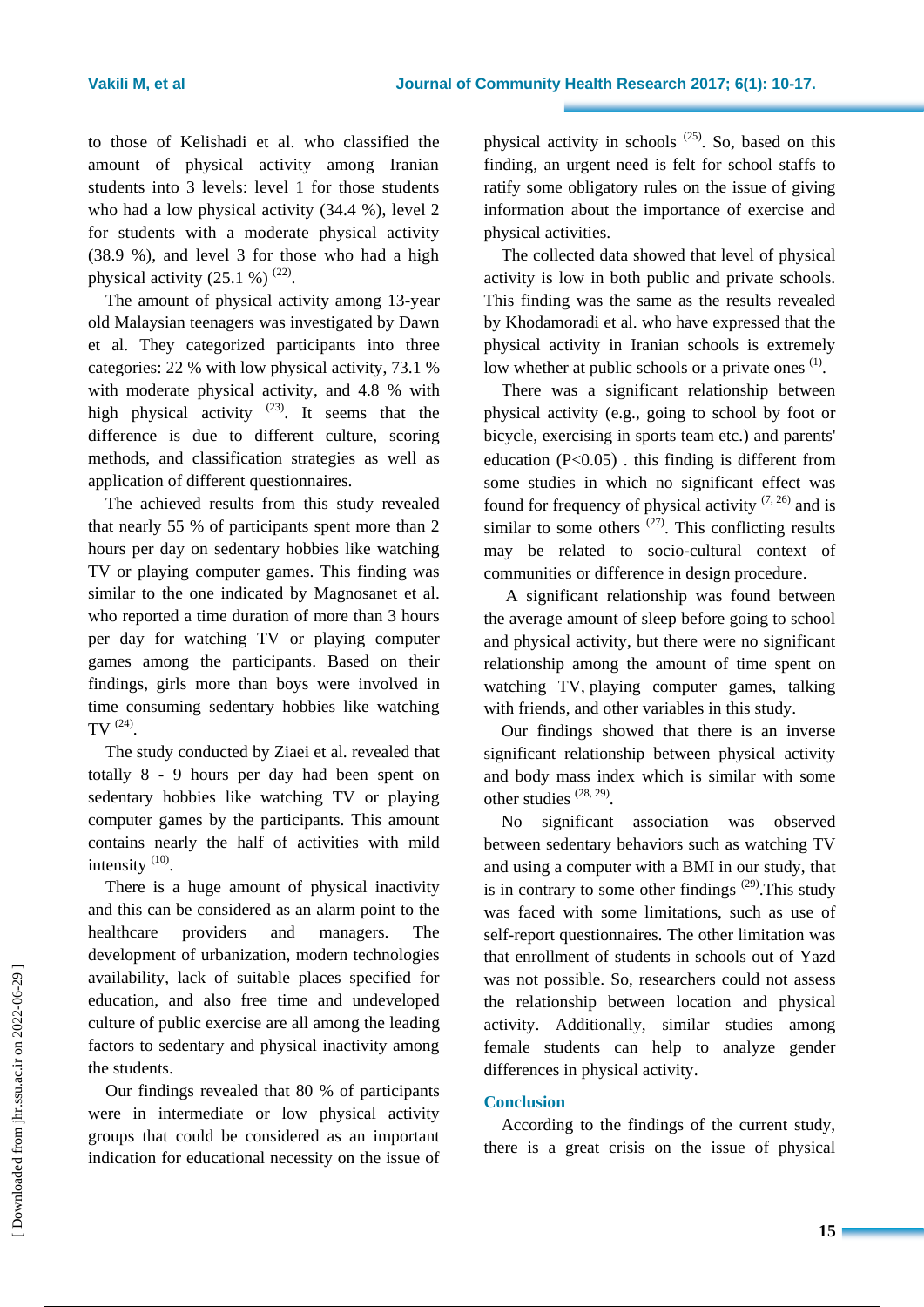to those of Kelishadi et al. who classified the amount of physical activity among Iranian students into 3 levels: level 1 for those students who had a low physical activity (34.4 %), level 2 for students with a moderate physical activity (38.9 %), and level 3 for those who had a high physical activity (25.1 %) [22].

The amount of physical activity among 13-year old Malaysian teenagers was investigated by Dawn et al. They categorized participants into three categories: 22 % with low physical activity, 73.1 % with moderate physical activity, and 4.8 % with high physical activity [23]. It seems that the difference is due to different culture, scoring methods, and classification strategies as well as application of different questionnaires.

The achieved results from this study revealed that nearly 55 % of participants spent more than 2 hours per day on sedentary hobbies like watching TV or playing computer games. This finding was similar to the one indicated by Magnosanet et al. who reported a time duration of more than 3 hours per day for watching TV or playing computer games among the participants. Based on their findings, girls more than boys were involved in time consuming sedentary hobbies like watching TV [24].

The study conducted by Ziaei et al. revealed that totally 8 - 9 hours per day had been spent on sedentary hobbies like watching TV or playing computer games by the participants. This amount contains nearly the half of activities with mild intensity [10].

There is a huge amount of physical inactivity and this can be considered as an alarm point to the healthcare providers and managers. The development of urbanization, modern technologies availability, lack of suitable places specified for education, and also free time and undeveloped culture of public exercise are all among the leading factors to sedentary and physical inactivity among the students.

Our findings revealed that 80 % of participants were in intermediate or low physical activity groups that could be considered as an important indication for educational necessity on the issue of physical activity in schools [25]. So, based on this finding, an urgent need is felt for school staffs to ratify some obligatory rules on the issue of giving information about the importance of exercise and physical activities.

The collected data showed that level of physical activity is low in both public and private schools. This finding was the same as the results revealed by Khodamoradi et al. who have expressed that the physical activity in Iranian schools is extremely low whether at public schools or a private ones [1].

There was a significant relationship between physical activity (e.g., going to school by foot or bicycle, exercising in sports team etc.) and parents' education (P<0.05) . this finding is different from some studies in which no significant effect was found for frequency of physical activity [7, 26] and is similar to some others [27]. This conflicting results may be related to socio-cultural context of communities or difference in design procedure.

A significant relationship was found between the average amount of sleep before going to school and physical activity, but there were no significant relationship among the amount of time spent on watching TV, playing computer games, talking with friends, and other variables in this study.

Our findings showed that there is an inverse significant relationship between physical activity and body mass index which is similar with some other studies [28, 29].

No significant association was observed between sedentary behaviors such as watching TV and using a computer with a BMI in our study, that is in contrary to some other findings [29].This study was faced with some limitations, such as use of self-report questionnaires. The other limitation was that enrollment of students in schools out of Yazd was not possible. So, researchers could not assess the relationship between location and physical activity. Additionally, similar studies among female students can help to analyze gender differences in physical activity.

## Conclusion

According to the findings of the current study, there is a great crisis on the issue of physical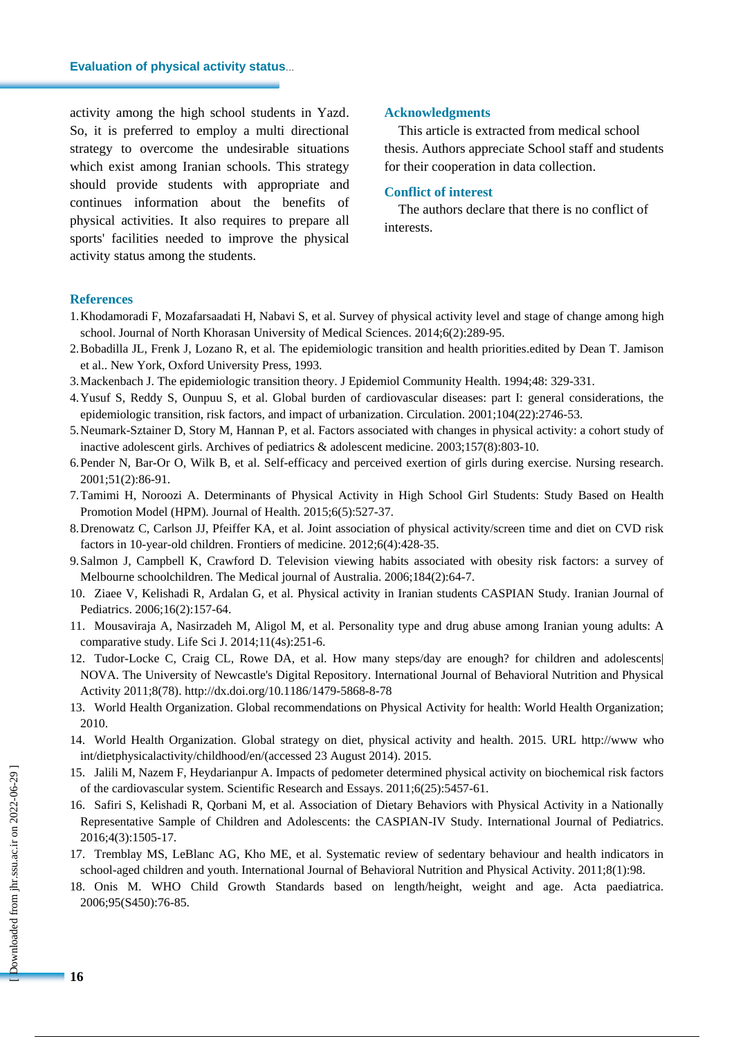activity among the high school students in Yazd. So, it is preferred to employ a multi directional strategy to overcome the undesirable situations which exist among Iranian schools. This strategy should provide students with appropriate and continues information about the benefits of physical activities. It also requires to prepare all sports' facilities needed to improve the physical activity status among the students.

## Acknowledgments

This article is extracted from medical school thesis. Authors appreciate School staff and students for their cooperation in data collection.

## Conflict of interest

The authors declare that there is no conflict of interests.

## References

1. Khodamoradi F, Mozafarsaadati H, Nabavi S, et al. Survey of physical activity level and stage of change among high school. Journal of North Khorasan University of Medical Sciences. 2014;6(2):289-95.
2. Bobadilla JL, Frenk J, Lozano R, et al. The epidemiologic transition and health priorities.edited by Dean T. Jamison et al.. New York, Oxford University Press, 1993.
3. Mackenbach J. The epidemiologic transition theory. J Epidemiol Community Health. 1994;48: 329-331.
4. Yusuf S, Reddy S, Ounpuu S, et al. Global burden of cardiovascular diseases: part I: general considerations, the epidemiologic transition, risk factors, and impact of urbanization. Circulation. 2001;104(22):2746-53.
5. Neumark-Sztainer D, Story M, Hannan P, et al. Factors associated with changes in physical activity: a cohort study of inactive adolescent girls. Archives of pediatrics & adolescent medicine. 2003;157(8):803-10.
6. Pender N, Bar-Or O, Wilk B, et al. Self-efficacy and perceived exertion of girls during exercise. Nursing research. 2001;51(2):86-91.
7. Tamimi H, Noroozi A. Determinants of Physical Activity in High School Girl Students: Study Based on Health Promotion Model (HPM). Journal of Health. 2015;6(5):527-37.
8. Drenowatz C, Carlson JJ, Pfeiffer KA, et al. Joint association of physical activity/screen time and diet on CVD risk factors in 10-year-old children. Frontiers of medicine. 2012;6(4):428-35.
9. Salmon J, Campbell K, Crawford D. Television viewing habits associated with obesity risk factors: a survey of Melbourne schoolchildren. The Medical journal of Australia. 2006;184(2):64-7.
10. Ziaee V, Kelishadi R, Ardalan G, et al. Physical activity in Iranian students CASPIAN Study. Iranian Journal of Pediatrics. 2006;16(2):157-64.
11. Mousaviraja A, Nasirzadeh M, Aligol M, et al. Personality type and drug abuse among Iranian young adults: A comparative study. Life Sci J. 2014;11(4s):251-6.
12. Tudor-Locke C, Craig CL, Rowe DA, et al. How many steps/day are enough? for children and adolescents| NOVA. The University of Newcastle's Digital Repository. International Journal of Behavioral Nutrition and Physical Activity 2011;8(78). http://dx.doi.org/10.1186/1479-5868-8-78
13. World Health Organization. Global recommendations on Physical Activity for health: World Health Organization; 2010.
14. World Health Organization. Global strategy on diet, physical activity and health. 2015. URL http://www who int/dietphysicalactivity/childhood/en/(accessed 23 August 2014). 2015.
15. Jalili M, Nazem F, Heydarianpur A. Impacts of pedometer determined physical activity on biochemical risk factors of the cardiovascular system. Scientific Research and Essays. 2011;6(25):5457-61.
16. Safiri S, Kelishadi R, Qorbani M, et al. Association of Dietary Behaviors with Physical Activity in a Nationally Representative Sample of Children and Adolescents: the CASPIAN-IV Study. International Journal of Pediatrics. 2016;4(3):1505-17.
17. Tremblay MS, LeBlanc AG, Kho ME, et al. Systematic review of sedentary behaviour and health indicators in school-aged children and youth. International Journal of Behavioral Nutrition and Physical Activity. 2011;8(1):98.
18. Onis M. WHO Child Growth Standards based on length/height, weight and age. Acta paediatrica. 2006;95(S450):76-85.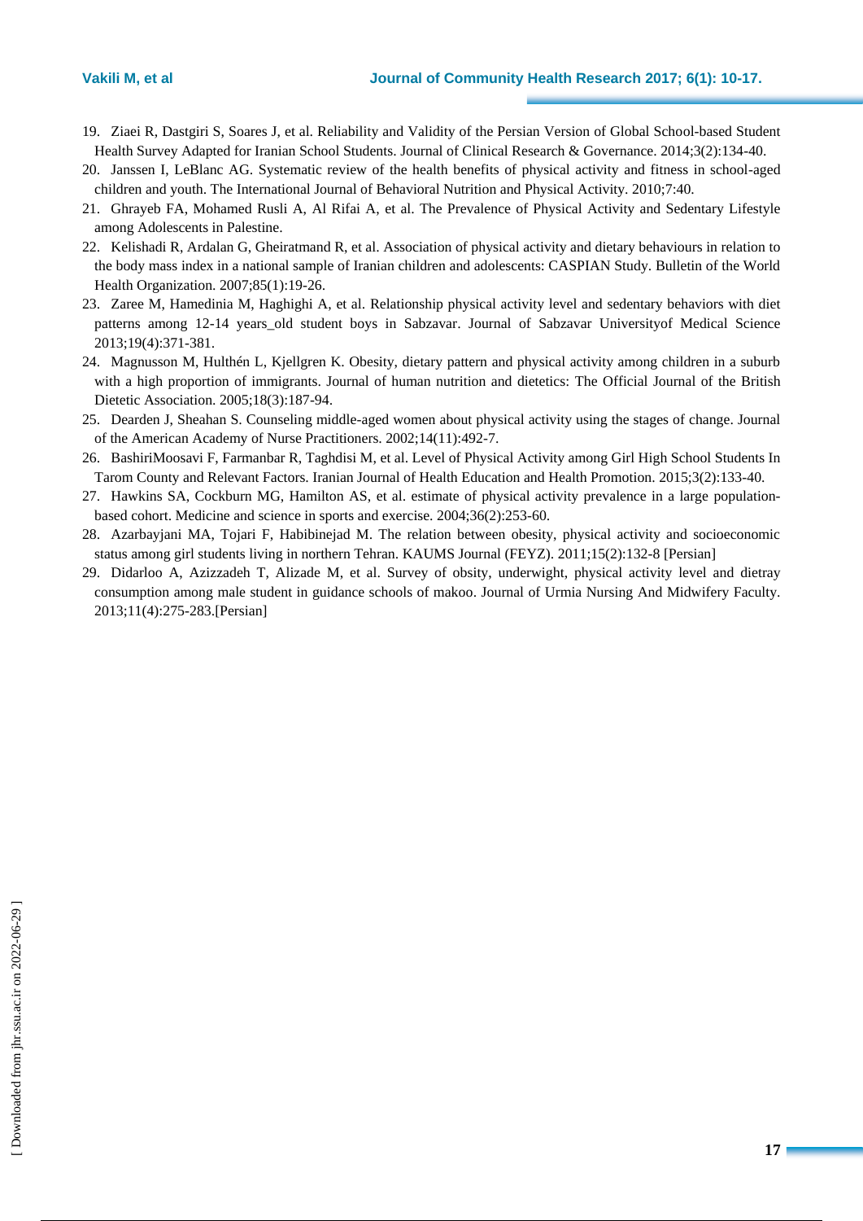19. Ziaei R, Dastgiri S, Soares J, et al. Reliability and Validity of the Persian Version of Global School-based Student Health Survey Adapted for Iranian School Students. Journal of Clinical Research & Governance. 2014;3(2):134-40.
20. Janssen I, LeBlanc AG. Systematic review of the health benefits of physical activity and fitness in school-aged children and youth. The International Journal of Behavioral Nutrition and Physical Activity. 2010;7:40.
21. Ghrayeb FA, Mohamed Rusli A, Al Rifai A, et al. The Prevalence of Physical Activity and Sedentary Lifestyle among Adolescents in Palestine.
22. Kelishadi R, Ardalan G, Gheiratmand R, et al. Association of physical activity and dietary behaviours in relation to the body mass index in a national sample of Iranian children and adolescents: CASPIAN Study. Bulletin of the World Health Organization. 2007;85(1):19-26.
23. Zaree M, Hamedinia M, Haghighi A, et al. Relationship physical activity level and sedentary behaviors with diet patterns among 12-14 years_old student boys in Sabzavar. Journal of Sabzavar Universityof Medical Science 2013;19(4):371-381.
24. Magnusson M, Hulthén L, Kjellgren K. Obesity, dietary pattern and physical activity among children in a suburb with a high proportion of immigrants. Journal of human nutrition and dietetics: The Official Journal of the British Dietetic Association. 2005;18(3):187-94.
25. Dearden J, Sheahan S. Counseling middle-aged women about physical activity using the stages of change. Journal of the American Academy of Nurse Practitioners. 2002;14(11):492-7.
26. BashiriMoosavi F, Farmanbar R, Taghdisi M, et al. Level of Physical Activity among Girl High School Students In Tarom County and Relevant Factors. Iranian Journal of Health Education and Health Promotion. 2015;3(2):133-40.
27. Hawkins SA, Cockburn MG, Hamilton AS, et al. estimate of physical activity prevalence in a large population-based cohort. Medicine and science in sports and exercise. 2004;36(2):253-60.
28. Azarbayjani MA, Tojari F, Habibinejad M. The relation between obesity, physical activity and socioeconomic status among girl students living in northern Tehran. KAUMS Journal (FEYZ). 2011;15(2):132-8 [Persian]
29. Didarloo A, Azizzadeh T, Alizade M, et al. Survey of obsity, underwight, physical activity level and dietray consumption among male student in guidance schools of makoo. Journal of Urmia Nursing And Midwifery Faculty. 2013;11(4):275-283.[Persian]